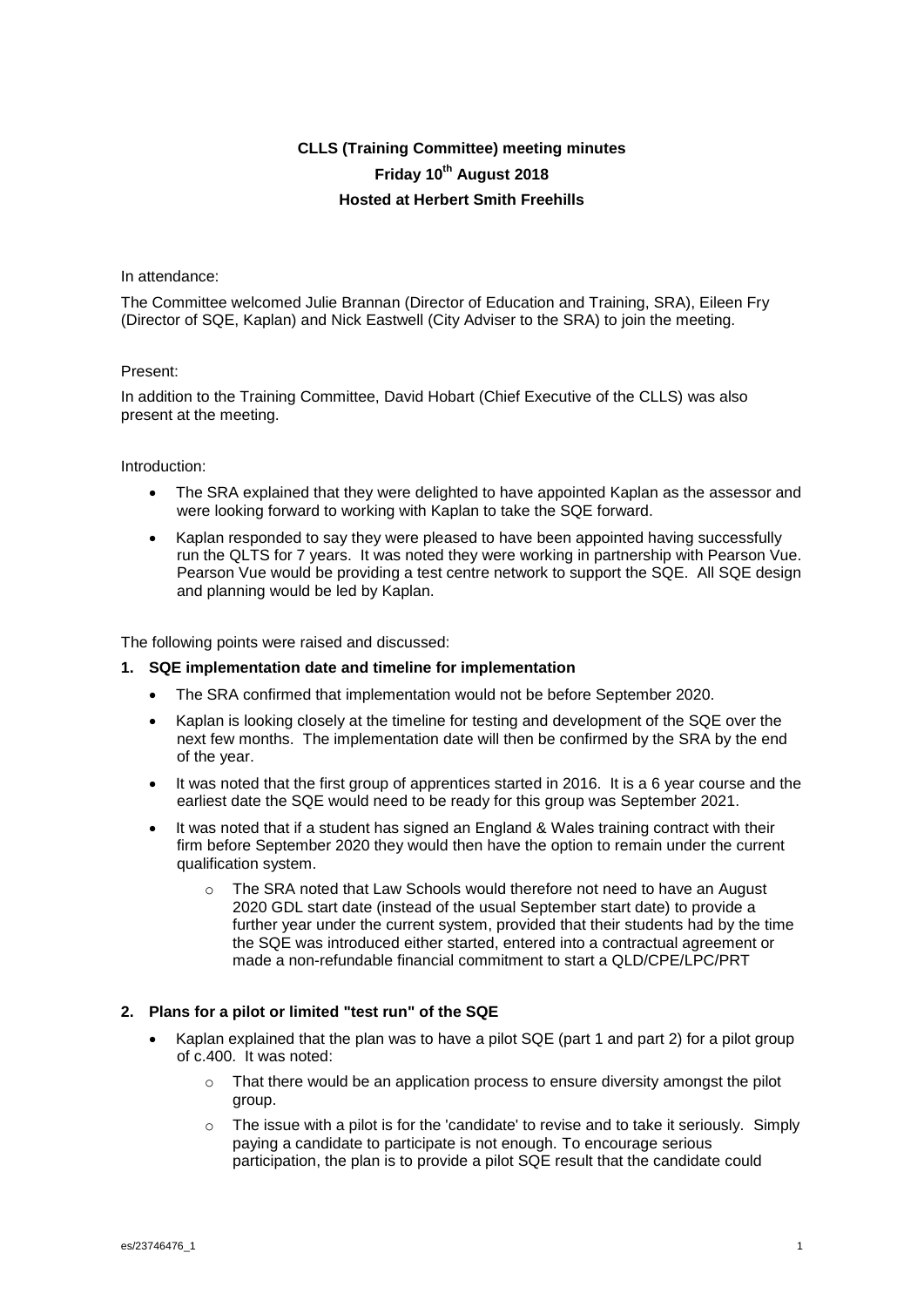**CLLS (Training Committee) meeting minutes**

**Friday 10th August 2018**

**Hosted at Herbert Smith Freehills**

In attendance:

The Committee welcomed Julie Brannan (Director of Education and Training, SRA), Eileen Fry (Director of SQE, Kaplan) and Nick Eastwell (City Adviser to the SRA) to join the meeting.

Present:

In addition to the Training Committee, David Hobart (Chief Executive of the CLLS) was also present at the meeting.

Introduction:

- The SRA explained that they were delighted to have appointed Kaplan as the assessor and were looking forward to working with Kaplan to take the SQE forward.
- Kaplan responded to say they were pleased to have been appointed having successfully run the QLTS for 7 years. It was noted they were working in partnership with Pearson Vue. Pearson Vue would be providing a test centre network to support the SQE. All SQE design and planning would be led by Kaplan.

The following points were raised and discussed:

**1. SQE implementation date and timeline for implementation**

- The SRA confirmed that implementation would not be before September 2020.
- Kaplan is looking closely at the timeline for testing and development of the SQE over the next few months. The implementation date will then be confirmed by the SRA by the end of the year.
- It was noted that the first group of apprentices started in 2016. It is a 6 year course and the earliest date the SQE would need to be ready for this group was September 2021.
- It was noted that if a student has signed an England & Wales training contract with their firm before September 2020 they would then have the option to remain under the current qualification system.
  - The SRA noted that Law Schools would therefore not need to have an August 2020 GDL start date (instead of the usual September start date) to provide a further year under the current system, provided that their students had by the time the SQE was introduced either started, entered into a contractual agreement or made a non-refundable financial commitment to start a QLD/CPE/LPC/PRT

**2. Plans for a pilot or limited "test run" of the SQE**

- Kaplan explained that the plan was to have a pilot SQE (part 1 and part 2) for a pilot group of c.400. It was noted:
  - That there would be an application process to ensure diversity amongst the pilot group.
  - The issue with a pilot is for the 'candidate' to revise and to take it seriously. Simply paying a candidate to participate is not enough. To encourage serious participation, the plan is to provide a pilot SQE result that the candidate could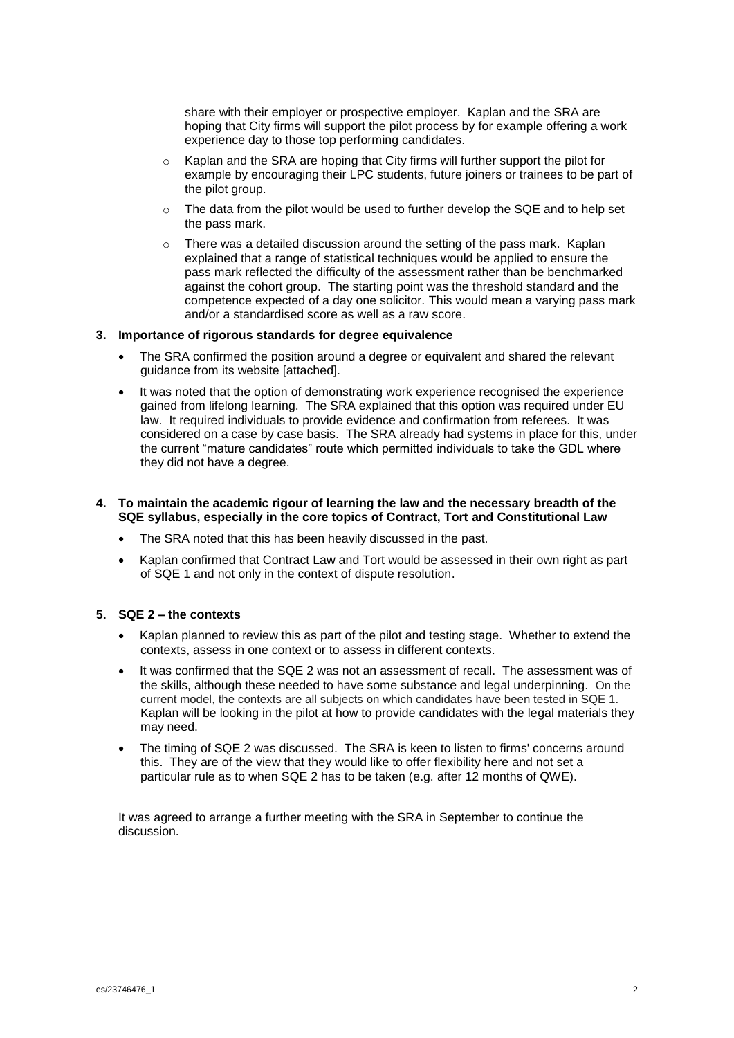share with their employer or prospective employer. Kaplan and the SRA are hoping that City firms will support the pilot process by for example offering a work experience day to those top performing candidates.

- Kaplan and the SRA are hoping that City firms will further support the pilot for example by encouraging their LPC students, future joiners or trainees to be part of the pilot group.
- The data from the pilot would be used to further develop the SQE and to help set the pass mark.
- There was a detailed discussion around the setting of the pass mark. Kaplan explained that a range of statistical techniques would be applied to ensure the pass mark reflected the difficulty of the assessment rather than be benchmarked against the cohort group. The starting point was the threshold standard and the competence expected of a day one solicitor. This would mean a varying pass mark and/or a standardised score as well as a raw score.

**3. Importance of rigorous standards for degree equivalence**

- The SRA confirmed the position around a degree or equivalent and shared the relevant guidance from its website [attached].
- It was noted that the option of demonstrating work experience recognised the experience gained from lifelong learning. The SRA explained that this option was required under EU law. It required individuals to provide evidence and confirmation from referees. It was considered on a case by case basis. The SRA already had systems in place for this, under the current "mature candidates" route which permitted individuals to take the GDL where they did not have a degree.

**4. To maintain the academic rigour of learning the law and the necessary breadth of the SQE syllabus, especially in the core topics of Contract, Tort and Constitutional Law**

- The SRA noted that this has been heavily discussed in the past.
- Kaplan confirmed that Contract Law and Tort would be assessed in their own right as part of SQE 1 and not only in the context of dispute resolution.

**5. SQE 2 – the contexts**

- Kaplan planned to review this as part of the pilot and testing stage. Whether to extend the contexts, assess in one context or to assess in different contexts.
- It was confirmed that the SQE 2 was not an assessment of recall. The assessment was of the skills, although these needed to have some substance and legal underpinning. On the current model, the contexts are all subjects on which candidates have been tested in SQE 1. Kaplan will be looking in the pilot at how to provide candidates with the legal materials they may need.
- The timing of SQE 2 was discussed. The SRA is keen to listen to firms' concerns around this. They are of the view that they would like to offer flexibility here and not set a particular rule as to when SQE 2 has to be taken (e.g. after 12 months of QWE).

It was agreed to arrange a further meeting with the SRA in September to continue the discussion.